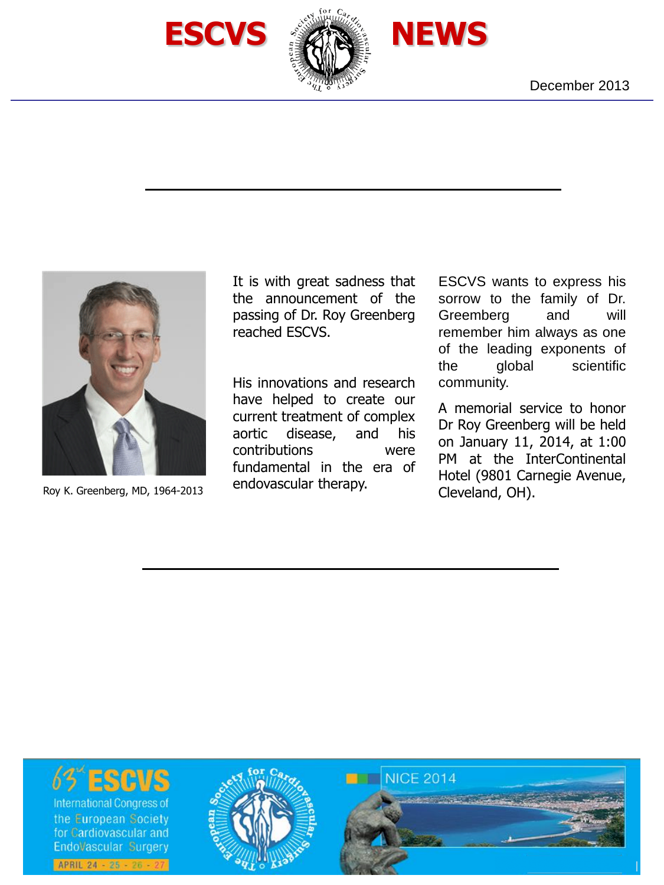# ESCVS NEWS

December 2013

Roy K. Greenberg, MD, 1964-2013

It is with great sadness that the announcement of the passing of Dr. Roy Greenberg reached ESCVS.

His innovations and research have helped to create our current treatment of complex aortic disease, and his contributions were fundamental in the era of endovascular therapy.

ESCVS wants to express his sorrow to the family of Dr. Greemberg and will remember him always as one of the leading exponents of the global scientific community.

A memorial service to honor Dr Roy Greenberg will be held on January 11, 2014, at 1:00 PM at the InterContinental Hotel (9801 Carnegie Avenue, Cleveland, OH).

63rd ESCVS

International Congress of the European Society for Cardiovascular and EndoVascular Surgery

APRIL 24 - 25 - 26 - 27

NICE 2014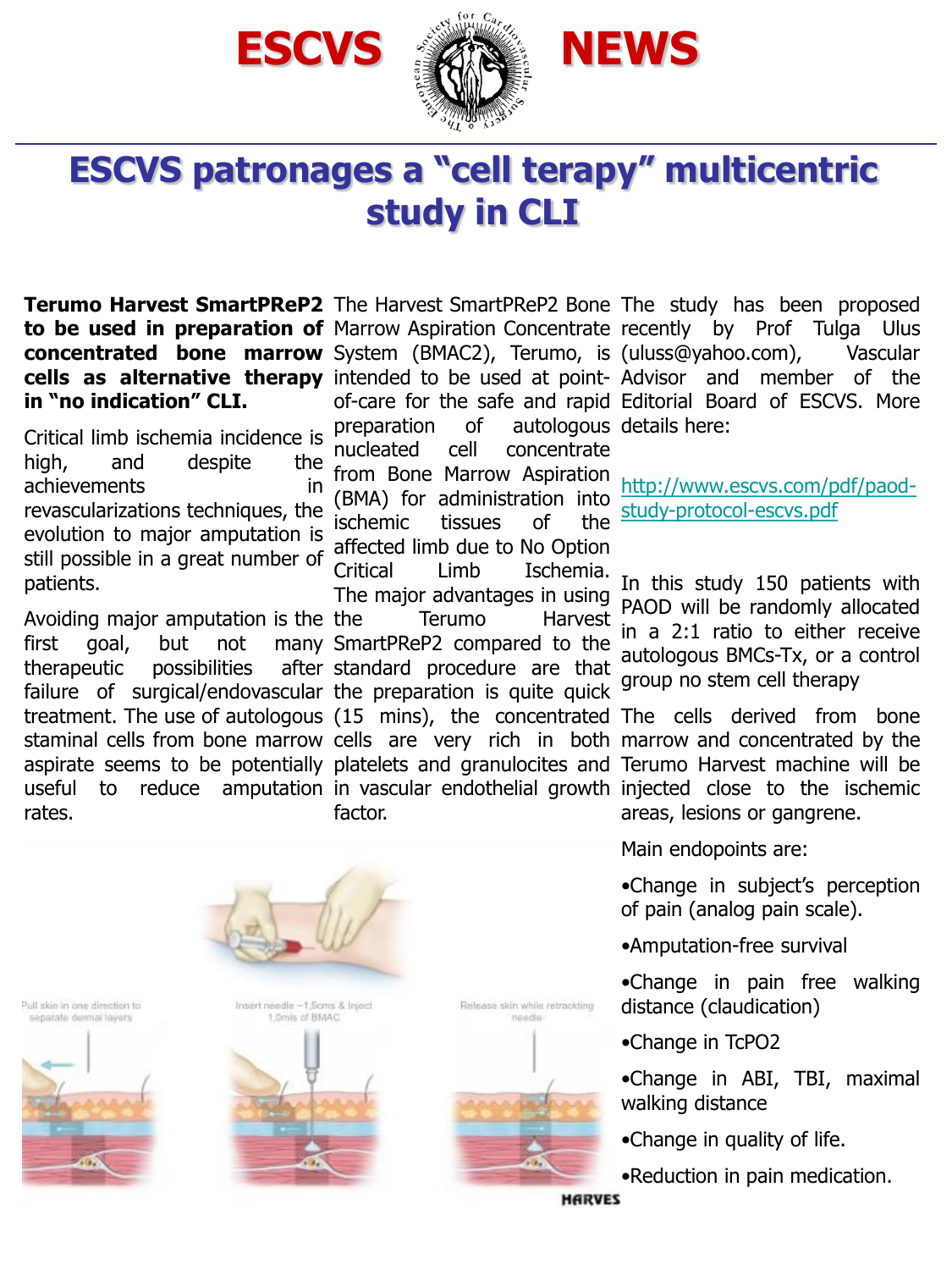ESCVS NEWS

# ESCVS patronages a "cell terapy" multicentric study in CLI

**Terumo Harvest SmartPReP2 to be used in preparation of concentrated bone marrow cells as alternative therapy in "no indication" CLI.**

Critical limb ischemia incidence is high, and despite the achievements in revascularizations techniques, the evolution to major amputation is still possible in a great number of patients.

Avoiding major amputation is the first goal, but not many therapeutic possibilities after failure of surgical/endovascular treatment. The use of autologous staminal cells from bone marrow aspirate seems to be potentially useful to reduce amputation rates.

The Harvest SmartPReP2 Bone Marrow Aspiration Concentrate System (BMAC2), Terumo, is intended to be used at point-of-care for the safe and rapid preparation of autologous nucleated cell concentrate from Bone Marrow Aspiration (BMA) for administration into ischemic tissues of the affected limb due to No Option Critical Limb Ischemia. The major advantages in using the Terumo Harvest SmartPReP2 compared to the standard procedure are that the preparation is quite quick (15 mins), the concentrated cells are very rich in both platelets and granulocites and in vascular endothelial growth factor.

The study has been proposed recently by Prof Tulga Ulus (uluss@yahoo.com), Vascular Advisor and member of the Editorial Board of ESCVS. More details here:

http://www.escvs.com/pdf/paod-study-protocol-escvs.pdf

In this study 150 patients with PAOD will be randomly allocated in a 2:1 ratio to either receive autologous BMCs-Tx, or a control group no stem cell therapy

The cells derived from bone marrow and concentrated by the Terumo Harvest machine will be injected close to the ischemic areas, lesions or gangrene.

Main endopoints are:

- Change in subject's perception of pain (analog pain scale).
- Amputation-free survival
- Change in pain free walking distance (claudication)
- Change in TcPO2
- Change in ABI, TBI, maximal walking distance
- Change in quality of life.
- Reduction in pain medication.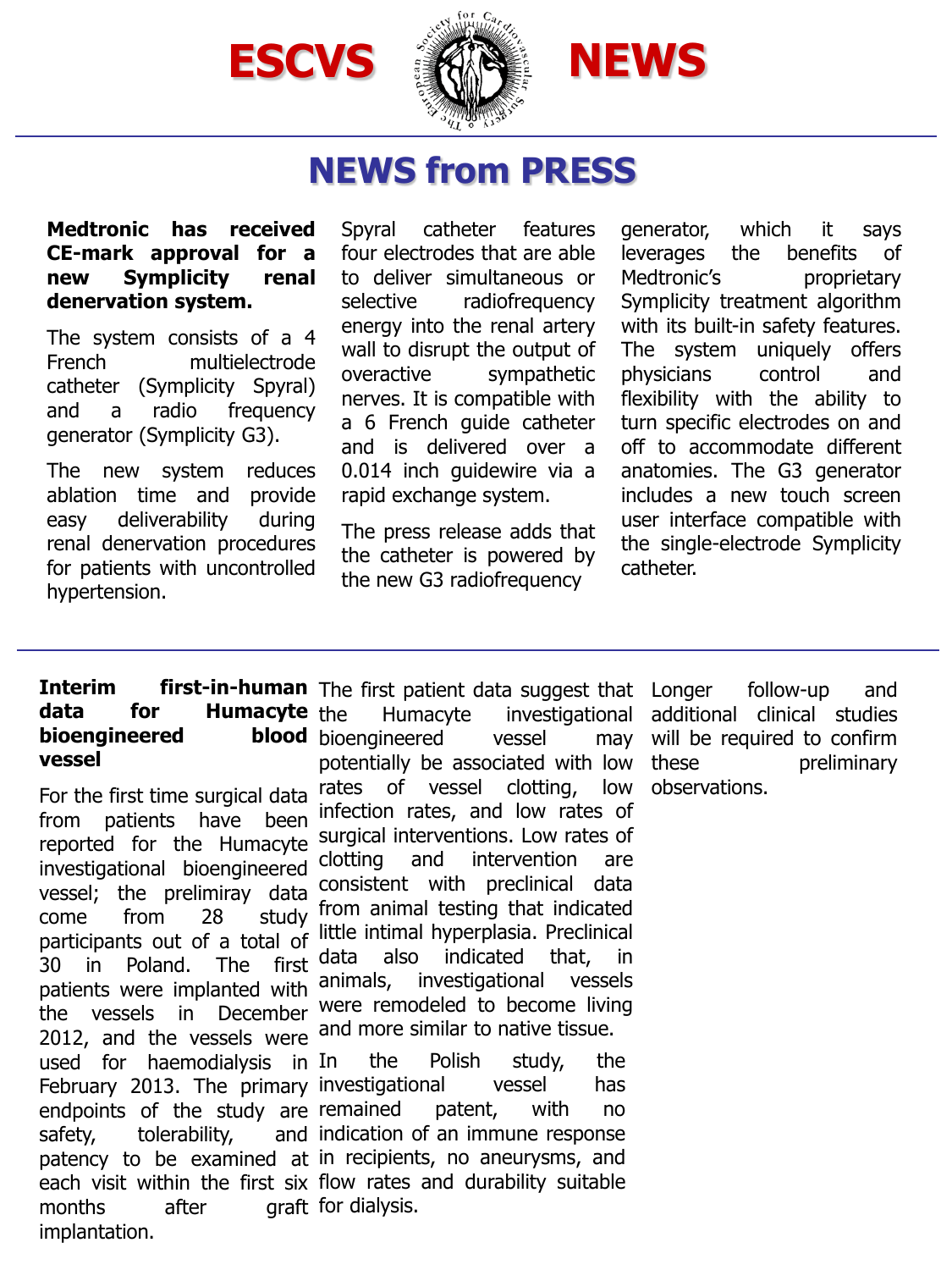# NEWS from PRESS

**Medtronic has received CE-mark approval for a new Symplicity renal denervation system.**

The system consists of a 4 French multielectrode catheter (Symplicity Spyral) and a radio frequency generator (Symplicity G3).

The new system reduces ablation time and provide easy deliverability during renal denervation procedures for patients with uncontrolled hypertension.

Spyral catheter features four electrodes that are able to deliver simultaneous or selective radiofrequency energy into the renal artery wall to disrupt the output of overactive sympathetic nerves. It is compatible with a 6 French guide catheter and is delivered over a 0.014 inch guidewire via a rapid exchange system.

The press release adds that the catheter is powered by the new G3 radiofrequency generator, which it says leverages the benefits of Medtronic's proprietary Symplicity treatment algorithm with its built-in safety features. The system uniquely offers physicians control and flexibility with the ability to turn specific electrodes on and off to accommodate different anatomies. The G3 generator includes a new touch screen user interface compatible with the single-electrode Symplicity catheter.

**Interim first-in-human data for Humacyte bioengineered blood vessel**

For the first time surgical data from patients have been reported for the Humacyte investigational bioengineered vessel; the prelimiray data come from 28 study participants out of a total of 30 in Poland. The first patients were implanted with the vessels in December 2012, and the vessels were used for haemodialysis in February 2013. The primary endpoints of the study are safety, tolerability, and patency to be examined at each visit within the first six months after graft implantation.

The first patient data suggest that the Humacyte investigational bioengineered vessel may potentially be associated with low rates of vessel clotting, low infection rates, and low rates of surgical interventions. Low rates of clotting and intervention are consistent with preclinical data from animal testing that indicated little intimal hyperplasia. Preclinical data also indicated that, in animals, investigational vessels were remodeled to become living and more similar to native tissue.

In the Polish study, the investigational vessel has remained patent, with no indication of an immune response in recipients, no aneurysms, and flow rates and durability suitable for dialysis.

Longer follow-up and additional clinical studies will be required to confirm these preliminary observations.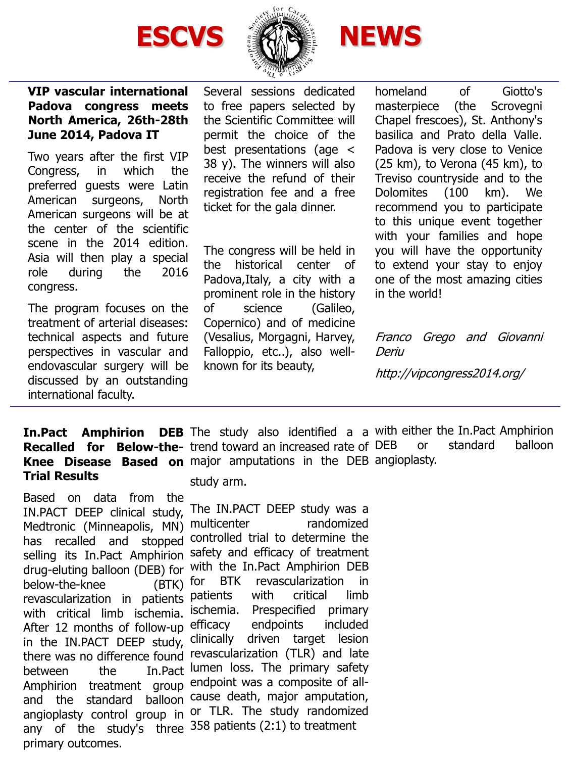# ESCVS NEWS

### VIP vascular international Padova congress meets North America, 26th-28th June 2014, Padova IT

Two years after the first VIP Congress, in which the preferred guests were Latin American surgeons, North American surgeons will be at the center of the scientific scene in the 2014 edition. Asia will then play a special role during the 2016 congress.

The program focuses on the treatment of arterial diseases: technical aspects and future perspectives in vascular and endovascular surgery will be discussed by an outstanding international faculty.

Several sessions dedicated to free papers selected by the Scientific Committee will permit the choice of the best presentations (age < 38 y). The winners will also receive the refund of their registration fee and a free ticket for the gala dinner.

The congress will be held in the historical center of Padova,Italy, a city with a prominent role in the history of science (Galileo, Copernico) and of medicine (Vesalius, Morgagni, Harvey, Falloppio, etc..), also well-known for its beauty, homeland of Giotto's masterpiece (the Scrovegni Chapel frescoes), St. Anthony's basilica and Prato della Valle. Padova is very close to Venice (25 km), to Verona (45 km), to Treviso countryside and to the Dolomites (100 km). We recommend you to participate to this unique event together with your families and hope you will have the opportunity to extend your stay to enjoy one of the most amazing cities in the world!

*Franco Grego and Giovanni Deriu*

*http://vipcongress2014.org/*

### In.Pact Amphirion DEB Recalled for Below-the-Knee Disease Based on Trial Results

Based on data from the IN.PACT DEEP clinical study, Medtronic (Minneapolis, MN) has recalled and stopped selling its In.Pact Amphirion drug-eluting balloon (DEB) for below-the-knee (BTK) revascularization in patients with critical limb ischemia. After 12 months of follow-up in the IN.PACT DEEP study, there was no difference found between the In.Pact Amphirion treatment group and the standard balloon angioplasty control group in any of the study's three primary outcomes.

The study also identified a a trend toward an increased rate of major amputations in the DEB study arm.

The IN.PACT DEEP study was a multicenter randomized controlled trial to determine the safety and efficacy of treatment with the In.Pact Amphirion DEB for BTK revascularization in patients with critical limb ischemia. Prespecified primary efficacy endpoints included clinically driven target lesion revascularization (TLR) and late lumen loss. The primary safety endpoint was a composite of all-cause death, major amputation, or TLR. The study randomized 358 patients (2:1) to treatment with either the In.Pact Amphirion DEB or standard balloon angioplasty.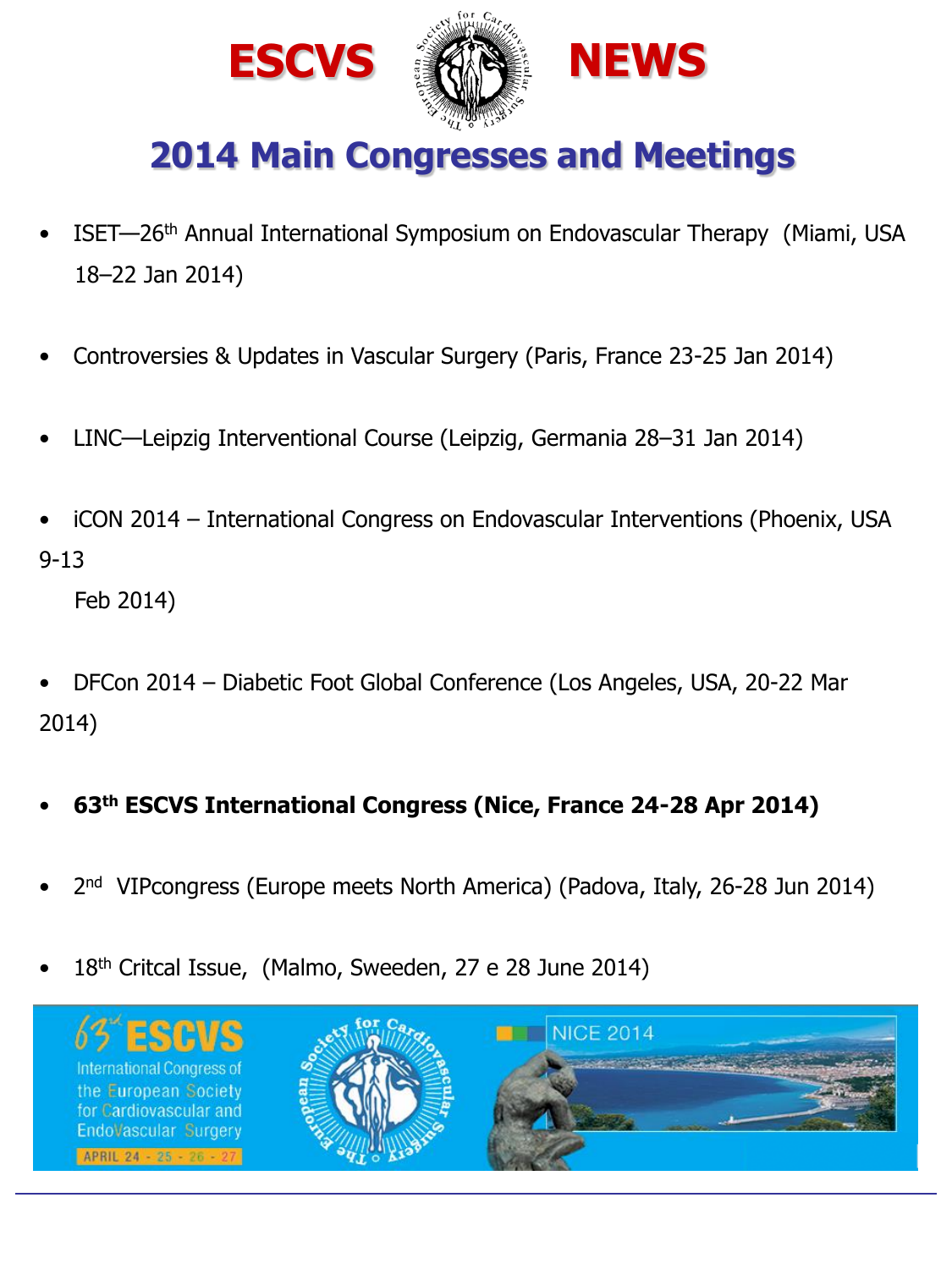# ESCVS NEWS

## 2014 Main Congresses and Meetings

- ISET—26th Annual International Symposium on Endovascular Therapy (Miami, USA 18–22 Jan 2014)
- Controversies & Updates in Vascular Surgery (Paris, France 23-25 Jan 2014)
- LINC—Leipzig Interventional Course (Leipzig, Germania 28–31 Jan 2014)
- iCON 2014 – International Congress on Endovascular Interventions (Phoenix, USA 9-13 Feb 2014)
- DFCon 2014 – Diabetic Foot Global Conference (Los Angeles, USA, 20-22 Mar 2014)
- **63th ESCVS International Congress (Nice, France 24-28 Apr 2014)**
- 2nd VIPcongress (Europe meets North America) (Padova, Italy, 26-28 Jun 2014)
- 18th Critcal Issue, (Malmo, Sweeden, 27 e 28 June 2014)

63rd ESCVS International Congress of the European Society for Cardiovascular and EndoVascular Surgery

APRIL 24 - 25 - 26 - 27

NICE 2014